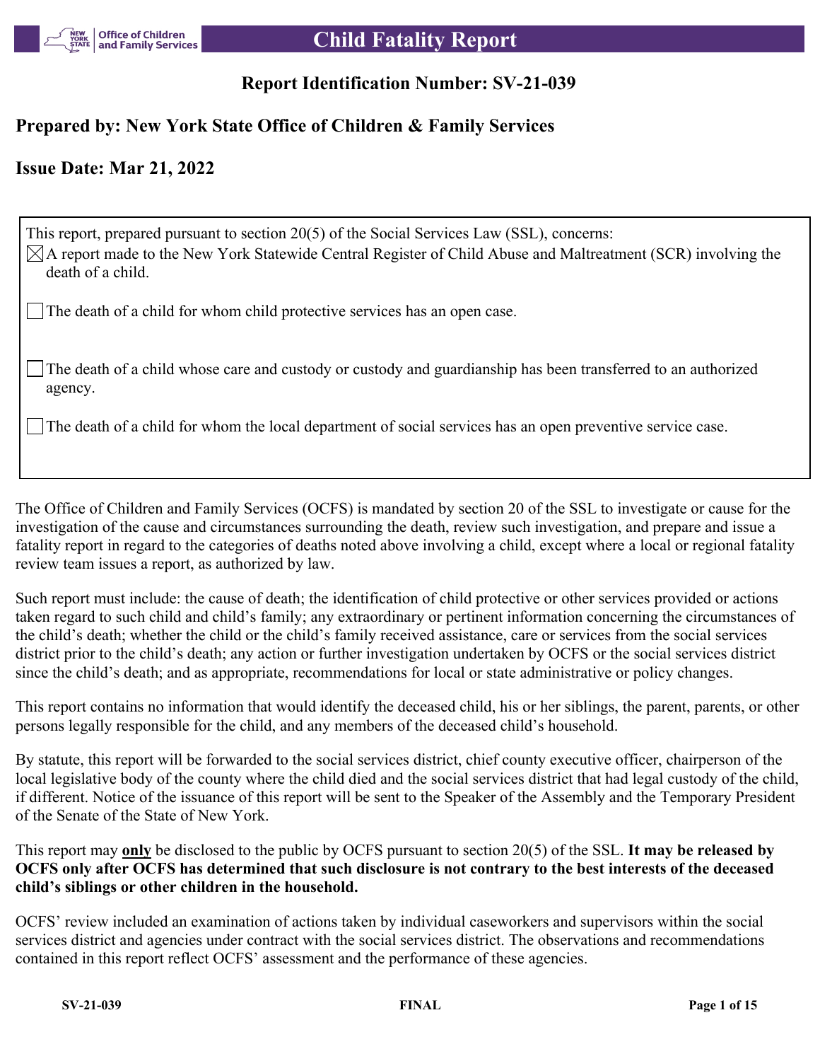# Child Fatality Report

## Report Identification Number: SV-21-039

## Prepared by: New York State Office of Children & Family Services

## Issue Date: Mar 21, 2022

This report, prepared pursuant to section 20(5) of the Social Services Law (SSL), concerns:

☒ A report made to the New York Statewide Central Register of Child Abuse and Maltreatment (SCR) involving the death of a child.

☐ The death of a child for whom child protective services has an open case.

☐ The death of a child whose care and custody or custody and guardianship has been transferred to an authorized agency.

☐ The death of a child for whom the local department of social services has an open preventive service case.

The Office of Children and Family Services (OCFS) is mandated by section 20 of the SSL to investigate or cause for the investigation of the cause and circumstances surrounding the death, review such investigation, and prepare and issue a fatality report in regard to the categories of deaths noted above involving a child, except where a local or regional fatality review team issues a report, as authorized by law.

Such report must include: the cause of death; the identification of child protective or other services provided or actions taken regard to such child and child's family; any extraordinary or pertinent information concerning the circumstances of the child's death; whether the child or the child's family received assistance, care or services from the social services district prior to the child's death; any action or further investigation undertaken by OCFS or the social services district since the child's death; and as appropriate, recommendations for local or state administrative or policy changes.

This report contains no information that would identify the deceased child, his or her siblings, the parent, parents, or other persons legally responsible for the child, and any members of the deceased child's household.

By statute, this report will be forwarded to the social services district, chief county executive officer, chairperson of the local legislative body of the county where the child died and the social services district that had legal custody of the child, if different. Notice of the issuance of this report will be sent to the Speaker of the Assembly and the Temporary President of the Senate of the State of New York.

This report may **only** be disclosed to the public by OCFS pursuant to section 20(5) of the SSL. **It may be released by OCFS only after OCFS has determined that such disclosure is not contrary to the best interests of the deceased child's siblings or other children in the household.**

OCFS' review included an examination of actions taken by individual caseworkers and supervisors within the social services district and agencies under contract with the social services district. The observations and recommendations contained in this report reflect OCFS' assessment and the performance of these agencies.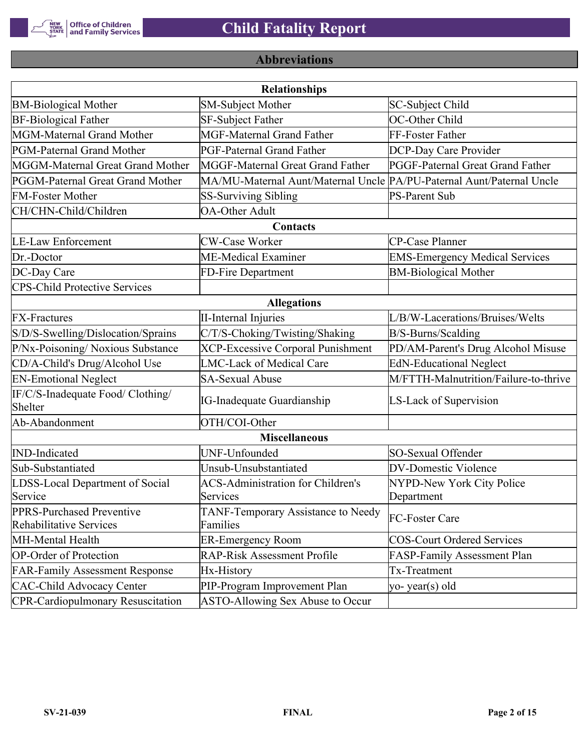## Abbreviations

| Relationships | | |
|---|---|---|
| BM-Biological Mother | SM-Subject Mother | SC-Subject Child |
| BF-Biological Father | SF-Subject Father | OC-Other Child |
| MGM-Maternal Grand Mother | MGF-Maternal Grand Father | FF-Foster Father |
| PGM-Paternal Grand Mother | PGF-Paternal Grand Father | DCP-Day Care Provider |
| MGGM-Maternal Great Grand Mother | MGGF-Maternal Great Grand Father | PGGF-Paternal Great Grand Father |
| PGGM-Paternal Great Grand Mother | MA/MU-Maternal Aunt/Maternal Uncle | PA/PU-Paternal Aunt/Paternal Uncle |
| FM-Foster Mother | SS-Surviving Sibling | PS-Parent Sub |
| CH/CHN-Child/Children | OA-Other Adult | |
| **Contacts** | | |
| LE-Law Enforcement | CW-Case Worker | CP-Case Planner |
| Dr.-Doctor | ME-Medical Examiner | EMS-Emergency Medical Services |
| DC-Day Care | FD-Fire Department | BM-Biological Mother |
| CPS-Child Protective Services | | |
| **Allegations** | | |
| FX-Fractures | II-Internal Injuries | L/B/W-Lacerations/Bruises/Welts |
| S/D/S-Swelling/Dislocation/Sprains | C/T/S-Choking/Twisting/Shaking | B/S-Burns/Scalding |
| P/Nx-Poisoning/ Noxious Substance | XCP-Excessive Corporal Punishment | PD/AM-Parent's Drug Alcohol Misuse |
| CD/A-Child's Drug/Alcohol Use | LMC-Lack of Medical Care | EdN-Educational Neglect |
| EN-Emotional Neglect | SA-Sexual Abuse | M/FTTH-Malnutrition/Failure-to-thrive |
| IF/C/S-Inadequate Food/ Clothing/ Shelter | IG-Inadequate Guardianship | LS-Lack of Supervision |
| Ab-Abandonment | OTH/COI-Other | |
| **Miscellaneous** | | |
| IND-Indicated | UNF-Unfounded | SO-Sexual Offender |
| Sub-Substantiated | Unsub-Unsubstantiated | DV-Domestic Violence |
| LDSS-Local Department of Social Service | ACS-Administration for Children's Services | NYPD-New York City Police Department |
| PPRS-Purchased Preventive Rehabilitative Services | TANF-Temporary Assistance to Needy Families | FC-Foster Care |
| MH-Mental Health | ER-Emergency Room | COS-Court Ordered Services |
| OP-Order of Protection | RAP-Risk Assessment Profile | FASP-Family Assessment Plan |
| FAR-Family Assessment Response | Hx-History | Tx-Treatment |
| CAC-Child Advocacy Center | PIP-Program Improvement Plan | yo- year(s) old |
| CPR-Cardiopulmonary Resuscitation | ASTO-Allowing Sex Abuse to Occur | |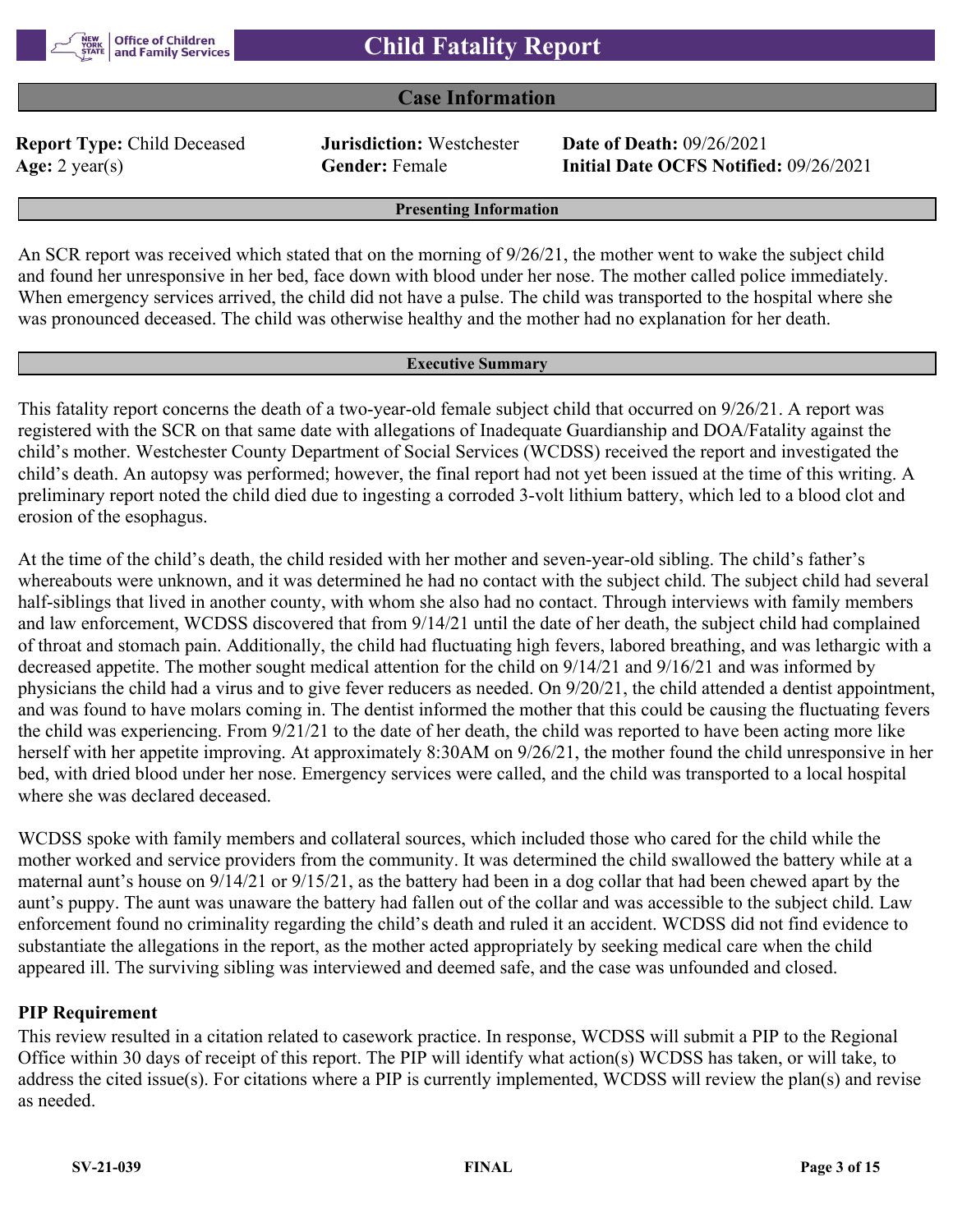## Case Information

**Report Type:** Child Deceased
**Jurisdiction:** Westchester
**Date of Death:** 09/26/2021
**Age:** 2 year(s)
**Gender:** Female
**Initial Date OCFS Notified:** 09/26/2021

### Presenting Information

An SCR report was received which stated that on the morning of 9/26/21, the mother went to wake the subject child and found her unresponsive in her bed, face down with blood under her nose. The mother called police immediately. When emergency services arrived, the child did not have a pulse. The child was transported to the hospital where she was pronounced deceased. The child was otherwise healthy and the mother had no explanation for her death.

### Executive Summary

This fatality report concerns the death of a two-year-old female subject child that occurred on 9/26/21. A report was registered with the SCR on that same date with allegations of Inadequate Guardianship and DOA/Fatality against the child's mother. Westchester County Department of Social Services (WCDSS) received the report and investigated the child's death. An autopsy was performed; however, the final report had not yet been issued at the time of this writing. A preliminary report noted the child died due to ingesting a corroded 3-volt lithium battery, which led to a blood clot and erosion of the esophagus.

At the time of the child's death, the child resided with her mother and seven-year-old sibling. The child's father's whereabouts were unknown, and it was determined he had no contact with the subject child. The subject child had several half-siblings that lived in another county, with whom she also had no contact. Through interviews with family members and law enforcement, WCDSS discovered that from 9/14/21 until the date of her death, the subject child had complained of throat and stomach pain. Additionally, the child had fluctuating high fevers, labored breathing, and was lethargic with a decreased appetite. The mother sought medical attention for the child on 9/14/21 and 9/16/21 and was informed by physicians the child had a virus and to give fever reducers as needed. On 9/20/21, the child attended a dentist appointment, and was found to have molars coming in. The dentist informed the mother that this could be causing the fluctuating fevers the child was experiencing. From 9/21/21 to the date of her death, the child was reported to have been acting more like herself with her appetite improving. At approximately 8:30AM on 9/26/21, the mother found the child unresponsive in her bed, with dried blood under her nose. Emergency services were called, and the child was transported to a local hospital where she was declared deceased.

WCDSS spoke with family members and collateral sources, which included those who cared for the child while the mother worked and service providers from the community. It was determined the child swallowed the battery while at a maternal aunt's house on 9/14/21 or 9/15/21, as the battery had been in a dog collar that had been chewed apart by the aunt's puppy. The aunt was unaware the battery had fallen out of the collar and was accessible to the subject child. Law enforcement found no criminality regarding the child's death and ruled it an accident. WCDSS did not find evidence to substantiate the allegations in the report, as the mother acted appropriately by seeking medical care when the child appeared ill. The surviving sibling was interviewed and deemed safe, and the case was unfounded and closed.

**PIP Requirement**

This review resulted in a citation related to casework practice. In response, WCDSS will submit a PIP to the Regional Office within 30 days of receipt of this report. The PIP will identify what action(s) WCDSS has taken, or will take, to address the cited issue(s). For citations where a PIP is currently implemented, WCDSS will review the plan(s) and revise as needed.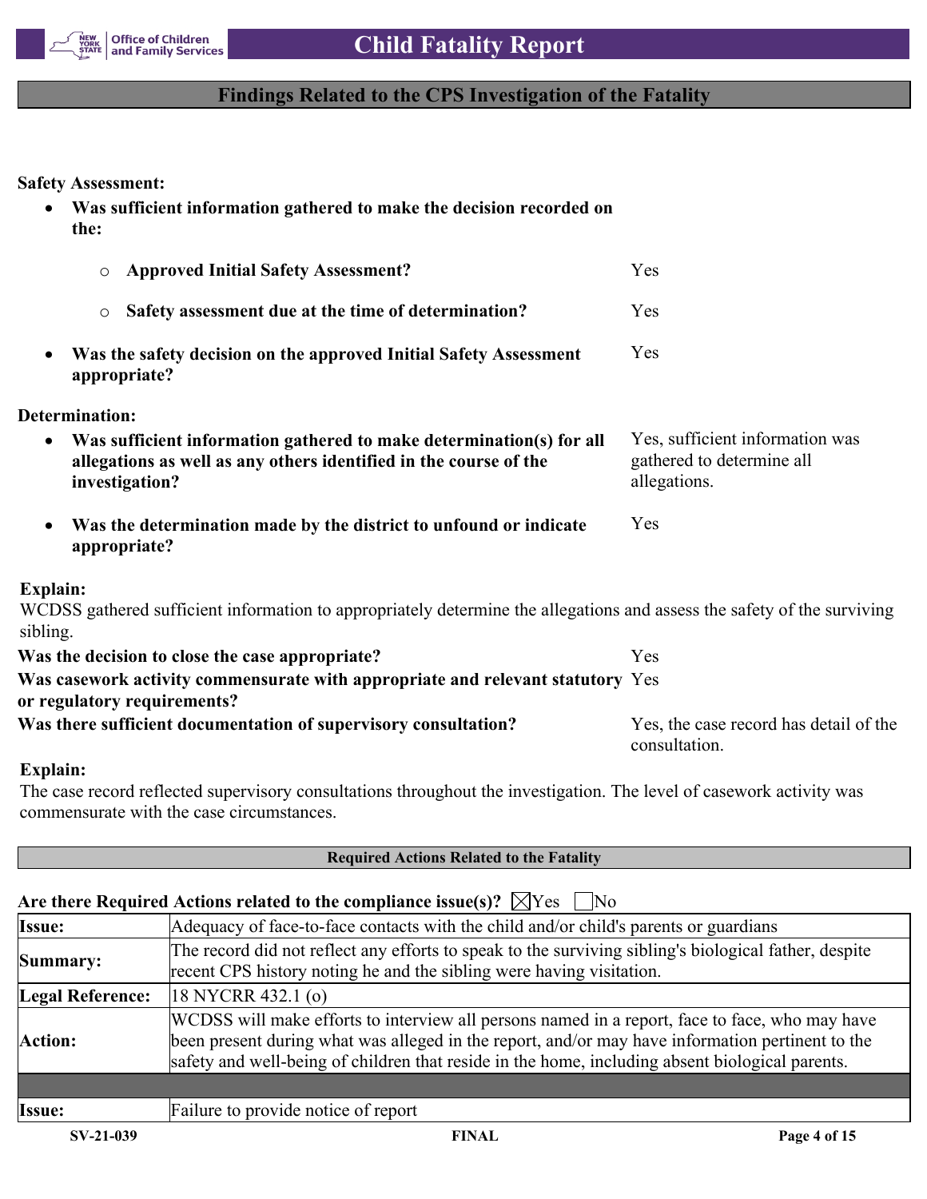## Findings Related to the CPS Investigation of the Fatality

**Safety Assessment:**

- **Was sufficient information gathered to make the decision recorded on the:**
  - **Approved Initial Safety Assessment?** Yes
  - **Safety assessment due at the time of determination?** Yes
- **Was the safety decision on the approved Initial Safety Assessment appropriate?** Yes

**Determination:**

- **Was sufficient information gathered to make determination(s) for all allegations as well as any others identified in the course of the investigation?** Yes, sufficient information was gathered to determine all allegations.
- **Was the determination made by the district to unfound or indicate appropriate?** Yes

**Explain:**
WCDSS gathered sufficient information to appropriately determine the allegations and assess the safety of the surviving sibling.

**Was the decision to close the case appropriate?** Yes

**Was casework activity commensurate with appropriate and relevant statutory or regulatory requirements?** Yes

**Was there sufficient documentation of supervisory consultation?** Yes, the case record has detail of the consultation.

**Explain:**
The case record reflected supervisory consultations throughout the investigation. The level of casework activity was commensurate with the case circumstances.

### Required Actions Related to the Fatality

**Are there Required Actions related to the compliance issue(s)?** ☒Yes ☐No

| | |
|---|---|
| **Issue:** | Adequacy of face-to-face contacts with the child and/or child's parents or guardians |
| **Summary:** | The record did not reflect any efforts to speak to the surviving sibling's biological father, despite recent CPS history noting he and the sibling were having visitation. |
| **Legal Reference:** | 18 NYCRR 432.1 (o) |
| **Action:** | WCDSS will make efforts to interview all persons named in a report, face to face, who may have been present during what was alleged in the report, and/or may have information pertinent to the safety and well-being of children that reside in the home, including absent biological parents. |
| | |
| **Issue:** | Failure to provide notice of report |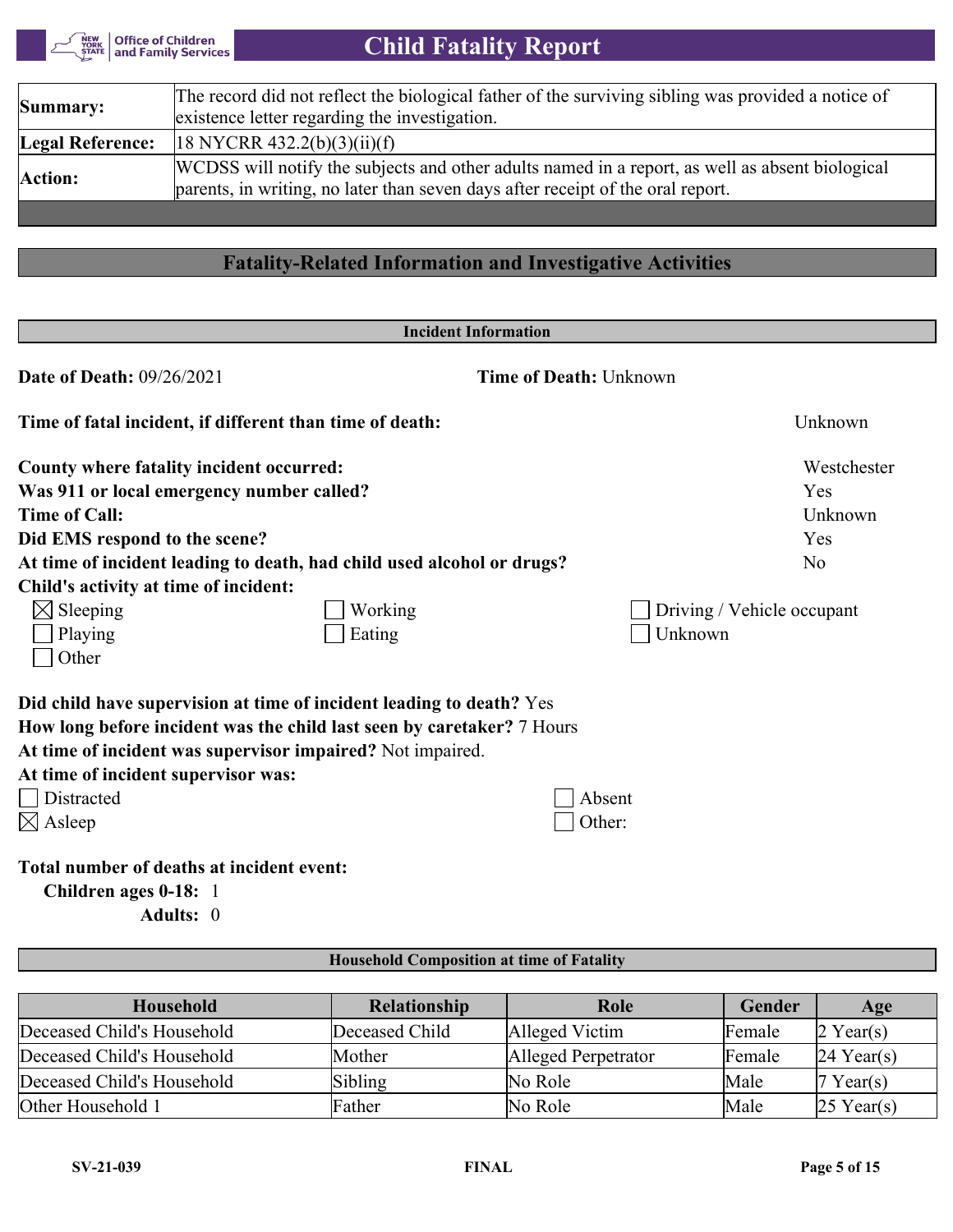| | |
|---|---|
| **Summary:** | The record did not reflect the biological father of the surviving sibling was provided a notice of existence letter regarding the investigation. |
| **Legal Reference:** | 18 NYCRR 432.2(b)(3)(ii)(f) |
| **Action:** | WCDSS will notify the subjects and other adults named in a report, as well as absent biological parents, in writing, no later than seven days after receipt of the oral report. |

## Fatality-Related Information and Investigative Activities

### Incident Information

**Date of Death:** 09/26/2021 **Time of Death:** Unknown

**Time of fatal incident, if different than time of death:** Unknown

**County where fatality incident occurred:** Westchester
**Was 911 or local emergency number called?** Yes
**Time of Call:** Unknown
**Did EMS respond to the scene?** Yes
**At time of incident leading to death, had child used alcohol or drugs?** No
**Child's activity at time of incident:**

- [x] Sleeping
- [ ] Working
- [ ] Driving / Vehicle occupant
- [ ] Playing
- [ ] Eating
- [ ] Unknown
- [ ] Other

**Did child have supervision at time of incident leading to death?** Yes
**How long before incident was the child last seen by caretaker?** 7 Hours
**At time of incident was supervisor impaired?** Not impaired.
**At time of incident supervisor was:**

- [ ] Distracted
- [ ] Absent
- [x] Asleep
- [ ] Other:

**Total number of deaths at incident event:**
**Children ages 0-18:** 1
**Adults:** 0

### Household Composition at time of Fatality

| Household | Relationship | Role | Gender | Age |
|---|---|---|---|---|
| Deceased Child's Household | Deceased Child | Alleged Victim | Female | 2 Year(s) |
| Deceased Child's Household | Mother | Alleged Perpetrator | Female | 24 Year(s) |
| Deceased Child's Household | Sibling | No Role | Male | 7 Year(s) |
| Other Household 1 | Father | No Role | Male | 25 Year(s) |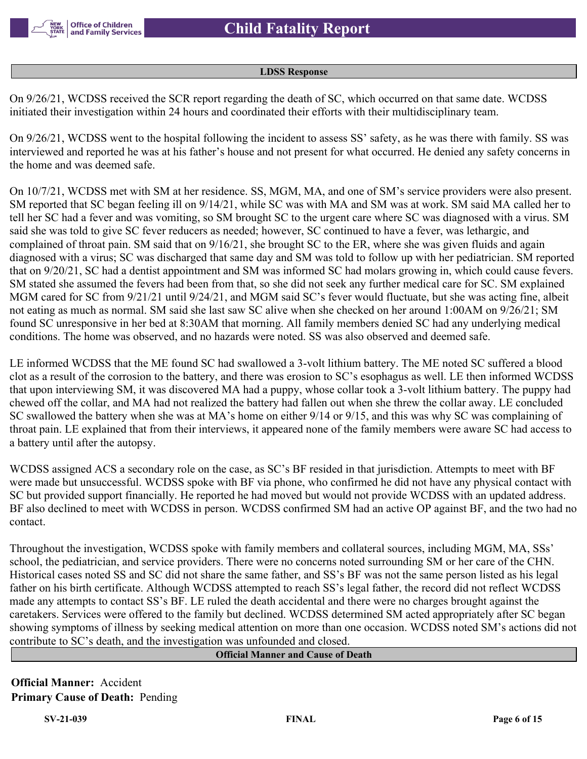## LDSS Response

On 9/26/21, WCDSS received the SCR report regarding the death of SC, which occurred on that same date. WCDSS initiated their investigation within 24 hours and coordinated their efforts with their multidisciplinary team.

On 9/26/21, WCDSS went to the hospital following the incident to assess SS' safety, as he was there with family. SS was interviewed and reported he was at his father's house and not present for what occurred. He denied any safety concerns in the home and was deemed safe.

On 10/7/21, WCDSS met with SM at her residence. SS, MGM, MA, and one of SM's service providers were also present. SM reported that SC began feeling ill on 9/14/21, while SC was with MA and SM was at work. SM said MA called her to tell her SC had a fever and was vomiting, so SM brought SC to the urgent care where SC was diagnosed with a virus. SM said she was told to give SC fever reducers as needed; however, SC continued to have a fever, was lethargic, and complained of throat pain. SM said that on 9/16/21, she brought SC to the ER, where she was given fluids and again diagnosed with a virus; SC was discharged that same day and SM was told to follow up with her pediatrician. SM reported that on 9/20/21, SC had a dentist appointment and SM was informed SC had molars growing in, which could cause fevers. SM stated she assumed the fevers had been from that, so she did not seek any further medical care for SC. SM explained MGM cared for SC from 9/21/21 until 9/24/21, and MGM said SC's fever would fluctuate, but she was acting fine, albeit not eating as much as normal. SM said she last saw SC alive when she checked on her around 1:00AM on 9/26/21; SM found SC unresponsive in her bed at 8:30AM that morning. All family members denied SC had any underlying medical conditions. The home was observed, and no hazards were noted. SS was also observed and deemed safe.

LE informed WCDSS that the ME found SC had swallowed a 3-volt lithium battery. The ME noted SC suffered a blood clot as a result of the corrosion to the battery, and there was erosion to SC's esophagus as well. LE then informed WCDSS that upon interviewing SM, it was discovered MA had a puppy, whose collar took a 3-volt lithium battery. The puppy had chewed off the collar, and MA had not realized the battery had fallen out when she threw the collar away. LE concluded SC swallowed the battery when she was at MA's home on either 9/14 or 9/15, and this was why SC was complaining of throat pain. LE explained that from their interviews, it appeared none of the family members were aware SC had access to a battery until after the autopsy.

WCDSS assigned ACS a secondary role on the case, as SC's BF resided in that jurisdiction. Attempts to meet with BF were made but unsuccessful. WCDSS spoke with BF via phone, who confirmed he did not have any physical contact with SC but provided support financially. He reported he had moved but would not provide WCDSS with an updated address. BF also declined to meet with WCDSS in person. WCDSS confirmed SM had an active OP against BF, and the two had no contact.

Throughout the investigation, WCDSS spoke with family members and collateral sources, including MGM, MA, SSs' school, the pediatrician, and service providers. There were no concerns noted surrounding SM or her care of the CHN. Historical cases noted SS and SC did not share the same father, and SS's BF was not the same person listed as his legal father on his birth certificate. Although WCDSS attempted to reach SS's legal father, the record did not reflect WCDSS made any attempts to contact SS's BF. LE ruled the death accidental and there were no charges brought against the caretakers. Services were offered to the family but declined. WCDSS determined SM acted appropriately after SC began showing symptoms of illness by seeking medical attention on more than one occasion. WCDSS noted SM's actions did not contribute to SC's death, and the investigation was unfounded and closed.

## Official Manner and Cause of Death

**Official Manner:** Accident
**Primary Cause of Death:** Pending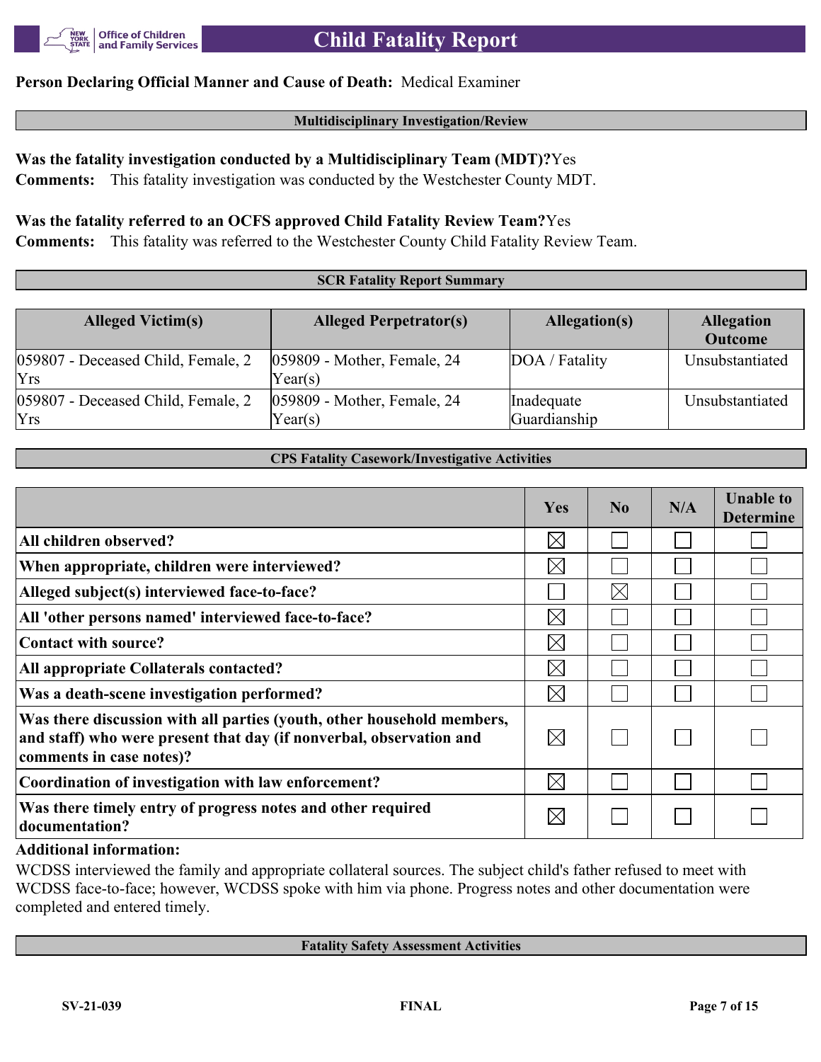**Person Declaring Official Manner and Cause of Death:** Medical Examiner

## Multidisciplinary Investigation/Review

**Was the fatality investigation conducted by a Multidisciplinary Team (MDT)?** Yes
**Comments:** This fatality investigation was conducted by the Westchester County MDT.

**Was the fatality referred to an OCFS approved Child Fatality Review Team?** Yes
**Comments:** This fatality was referred to the Westchester County Child Fatality Review Team.

## SCR Fatality Report Summary

| Alleged Victim(s) | Alleged Perpetrator(s) | Allegation(s) | Allegation Outcome |
|---|---|---|---|
| 059807 - Deceased Child, Female, 2 Yrs | 059809 - Mother, Female, 24 Year(s) | DOA / Fatality | Unsubstantiated |
| 059807 - Deceased Child, Female, 2 Yrs | 059809 - Mother, Female, 24 Year(s) | Inadequate Guardianship | Unsubstantiated |

## CPS Fatality Casework/Investigative Activities

| | Yes | No | N/A | Unable to Determine |
|---|---|---|---|---|
| **All children observed?** | ☒ | ☐ | ☐ | ☐ |
| **When appropriate, children were interviewed?** | ☒ | ☐ | ☐ | ☐ |
| **Alleged subject(s) interviewed face-to-face?** | ☐ | ☒ | ☐ | ☐ |
| **All 'other persons named' interviewed face-to-face?** | ☒ | ☐ | ☐ | ☐ |
| **Contact with source?** | ☒ | ☐ | ☐ | ☐ |
| **All appropriate Collaterals contacted?** | ☒ | ☐ | ☐ | ☐ |
| **Was a death-scene investigation performed?** | ☒ | ☐ | ☐ | ☐ |
| **Was there discussion with all parties (youth, other household members, and staff) who were present that day (if nonverbal, observation and comments in case notes)?** | ☒ | ☐ | ☐ | ☐ |
| **Coordination of investigation with law enforcement?** | ☒ | ☐ | ☐ | ☐ |
| **Was there timely entry of progress notes and other required documentation?** | ☒ | ☐ | ☐ | ☐ |

**Additional information:**
WCDSS interviewed the family and appropriate collateral sources. The subject child's father refused to meet with WCDSS face-to-face; however, WCDSS spoke with him via phone. Progress notes and other documentation were completed and entered timely.

## Fatality Safety Assessment Activities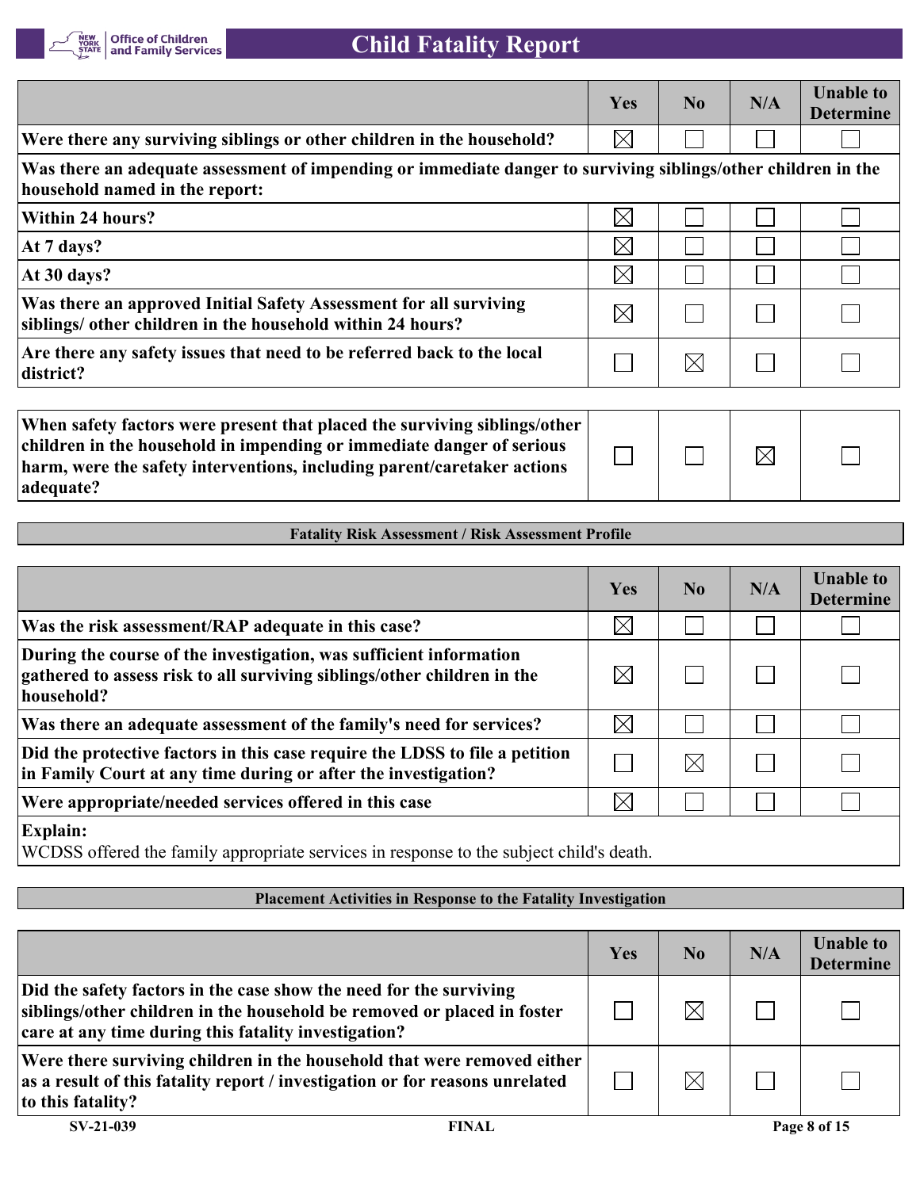| | Yes | No | N/A | Unable to Determine |
|---|---|---|---|---|
| **Were there any surviving siblings or other children in the household?** | ☒ | ☐ | ☐ | ☐ |
| **Was there an adequate assessment of impending or immediate danger to surviving siblings/other children in the household named in the report:** | | | | |
| **Within 24 hours?** | ☒ | ☐ | ☐ | ☐ |
| **At 7 days?** | ☒ | ☐ | ☐ | ☐ |
| **At 30 days?** | ☒ | ☐ | ☐ | ☐ |
| **Was there an approved Initial Safety Assessment for all surviving siblings/ other children in the household within 24 hours?** | ☒ | ☐ | ☐ | ☐ |
| **Are there any safety issues that need to be referred back to the local district?** | ☐ | ☒ | ☐ | ☐ |

| | | | | |
|---|---|---|---|---|
| **When safety factors were present that placed the surviving siblings/other children in the household in impending or immediate danger of serious harm, were the safety interventions, including parent/caretaker actions adequate?** | ☐ | ☐ | ☒ | ☐ |

**Fatality Risk Assessment / Risk Assessment Profile**

| | Yes | No | N/A | Unable to Determine |
|---|---|---|---|---|
| **Was the risk assessment/RAP adequate in this case?** | ☒ | ☐ | ☐ | ☐ |
| **During the course of the investigation, was sufficient information gathered to assess risk to all surviving siblings/other children in the household?** | ☒ | ☐ | ☐ | ☐ |
| **Was there an adequate assessment of the family's need for services?** | ☒ | ☐ | ☐ | ☐ |
| **Did the protective factors in this case require the LDSS to file a petition in Family Court at any time during or after the investigation?** | ☐ | ☒ | ☐ | ☐ |
| **Were appropriate/needed services offered in this case** | ☒ | ☐ | ☐ | ☐ |

**Explain:**
WCDSS offered the family appropriate services in response to the subject child's death.

**Placement Activities in Response to the Fatality Investigation**

| | Yes | No | N/A | Unable to Determine |
|---|---|---|---|---|
| **Did the safety factors in the case show the need for the surviving siblings/other children in the household be removed or placed in foster care at any time during this fatality investigation?** | ☐ | ☒ | ☐ | ☐ |
| **Were there surviving children in the household that were removed either as a result of this fatality report / investigation or for reasons unrelated to this fatality?** | ☐ | ☒ | ☐ | ☐ |

SV-21-039 FINAL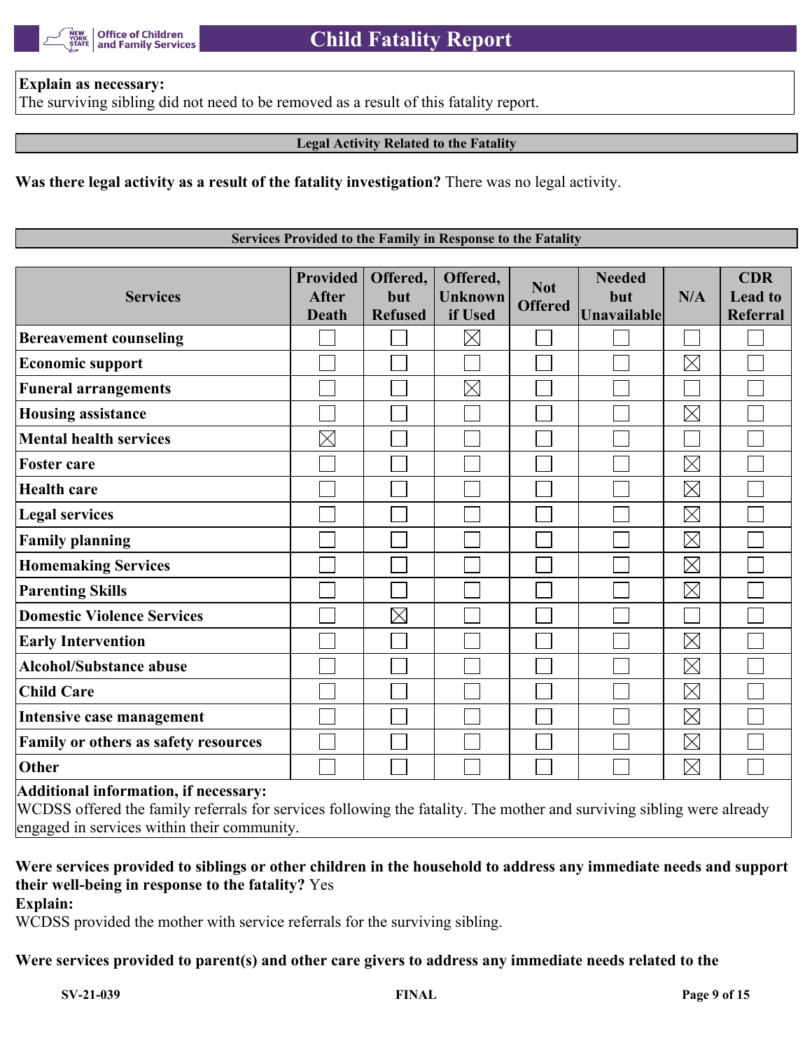**Explain as necessary:**
The surviving sibling did not need to be removed as a result of this fatality report.

## Legal Activity Related to the Fatality

**Was there legal activity as a result of the fatality investigation?** There was no legal activity.

## Services Provided to the Family in Response to the Fatality

| Services | Provided After Death | Offered, but Refused | Offered, Unknown if Used | Not Offered | Needed but Unavailable | N/A | CDR Lead to Referral |
|---|---|---|---|---|---|---|---|
| Bereavement counseling | ☐ | ☐ | ☒ | ☐ | ☐ | ☐ | ☐ |
| Economic support | ☐ | ☐ | ☐ | ☐ | ☐ | ☒ | ☐ |
| Funeral arrangements | ☐ | ☐ | ☒ | ☐ | ☐ | ☐ | ☐ |
| Housing assistance | ☐ | ☐ | ☐ | ☐ | ☐ | ☒ | ☐ |
| Mental health services | ☒ | ☐ | ☐ | ☐ | ☐ | ☐ | ☐ |
| Foster care | ☐ | ☐ | ☐ | ☐ | ☐ | ☒ | ☐ |
| Health care | ☐ | ☐ | ☐ | ☐ | ☐ | ☒ | ☐ |
| Legal services | ☐ | ☐ | ☐ | ☐ | ☐ | ☒ | ☐ |
| Family planning | ☐ | ☐ | ☐ | ☐ | ☐ | ☒ | ☐ |
| Homemaking Services | ☐ | ☐ | ☐ | ☐ | ☐ | ☒ | ☐ |
| Parenting Skills | ☐ | ☐ | ☐ | ☐ | ☐ | ☒ | ☐ |
| Domestic Violence Services | ☐ | ☒ | ☐ | ☐ | ☐ | ☐ | ☐ |
| Early Intervention | ☐ | ☐ | ☐ | ☐ | ☐ | ☒ | ☐ |
| Alcohol/Substance abuse | ☐ | ☐ | ☐ | ☐ | ☐ | ☒ | ☐ |
| Child Care | ☐ | ☐ | ☐ | ☐ | ☐ | ☒ | ☐ |
| Intensive case management | ☐ | ☐ | ☐ | ☐ | ☐ | ☒ | ☐ |
| Family or others as safety resources | ☐ | ☐ | ☐ | ☐ | ☐ | ☒ | ☐ |
| Other | ☐ | ☐ | ☐ | ☐ | ☐ | ☒ | ☐ |

**Additional information, if necessary:**
WCDSS offered the family referrals for services following the fatality. The mother and surviving sibling were already engaged in services within their community.

**Were services provided to siblings or other children in the household to address any immediate needs and support their well-being in response to the fatality?** Yes

**Explain:**
WCDSS provided the mother with service referrals for the surviving sibling.

**Were services provided to parent(s) and other care givers to address any immediate needs related to the**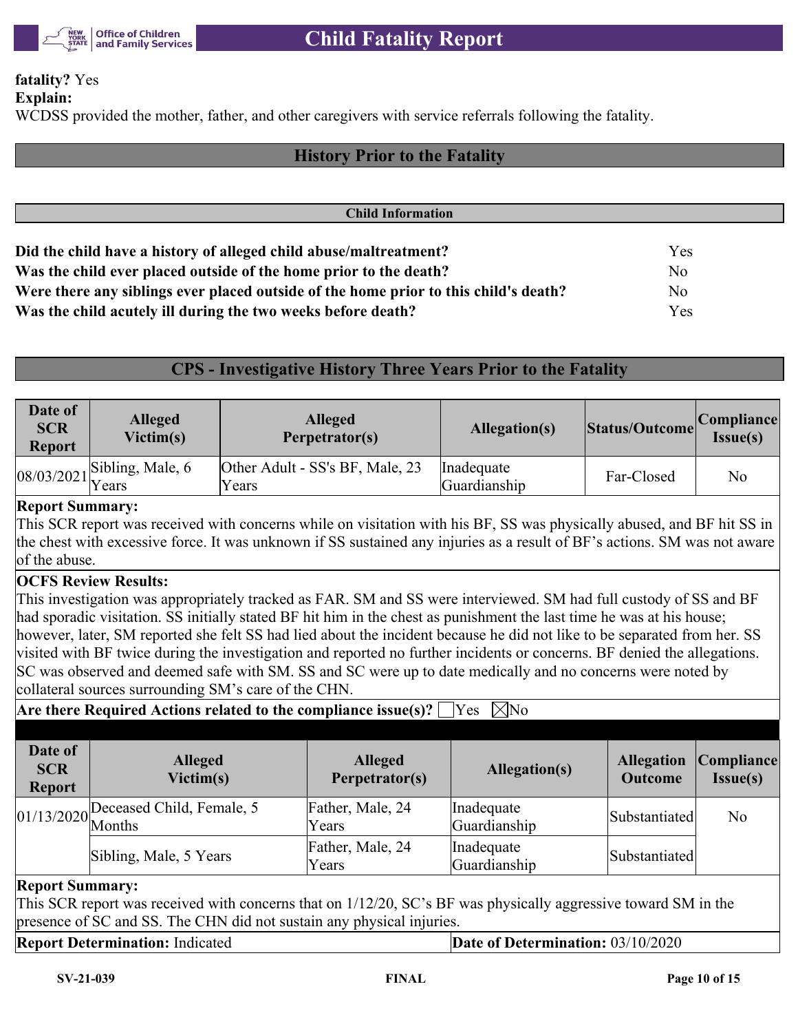**fatality?** Yes

**Explain:**

WCDSS provided the mother, father, and other caregivers with service referrals following the fatality.

## History Prior to the Fatality

### Child Information

| | |
|---|---|
| **Did the child have a history of alleged child abuse/maltreatment?** | Yes |
| **Was the child ever placed outside of the home prior to the death?** | No |
| **Were there any siblings ever placed outside of the home prior to this child's death?** | No |
| **Was the child acutely ill during the two weeks before death?** | Yes |

## CPS - Investigative History Three Years Prior to the Fatality

| Date of SCR Report | Alleged Victim(s) | Alleged Perpetrator(s) | Allegation(s) | Status/Outcome | Compliance Issue(s) |
|---|---|---|---|---|---|
| 08/03/2021 | Sibling, Male, 6 Years | Other Adult - SS's BF, Male, 23 Years | Inadequate Guardianship | Far-Closed | No |

**Report Summary:**

This SCR report was received with concerns while on visitation with his BF, SS was physically abused, and BF hit SS in the chest with excessive force. It was unknown if SS sustained any injuries as a result of BF's actions. SM was not aware of the abuse.

**OCFS Review Results:**

This investigation was appropriately tracked as FAR. SM and SS were interviewed. SM had full custody of SS and BF had sporadic visitation. SS initially stated BF hit him in the chest as punishment the last time he was at his house; however, later, SM reported she felt SS had lied about the incident because he did not like to be separated from her. SS visited with BF twice during the investigation and reported no further incidents or concerns. BF denied the allegations. SC was observed and deemed safe with SM. SS and SC were up to date medically and no concerns were noted by collateral sources surrounding SM's care of the CHN.

**Are there Required Actions related to the compliance issue(s)?** ☐ Yes ☒ No

| Date of SCR Report | Alleged Victim(s) | Alleged Perpetrator(s) | Allegation(s) | Allegation Outcome | Compliance Issue(s) |
|---|---|---|---|---|---|
| 01/13/2020 | Deceased Child, Female, 5 Months | Father, Male, 24 Years | Inadequate Guardianship | Substantiated | No |
| | Sibling, Male, 5 Years | Father, Male, 24 Years | Inadequate Guardianship | Substantiated | |

**Report Summary:**

This SCR report was received with concerns that on 1/12/20, SC's BF was physically aggressive toward SM in the presence of SC and SS. The CHN did not sustain any physical injuries.

**Report Determination:** Indicated | **Date of Determination:** 03/10/2020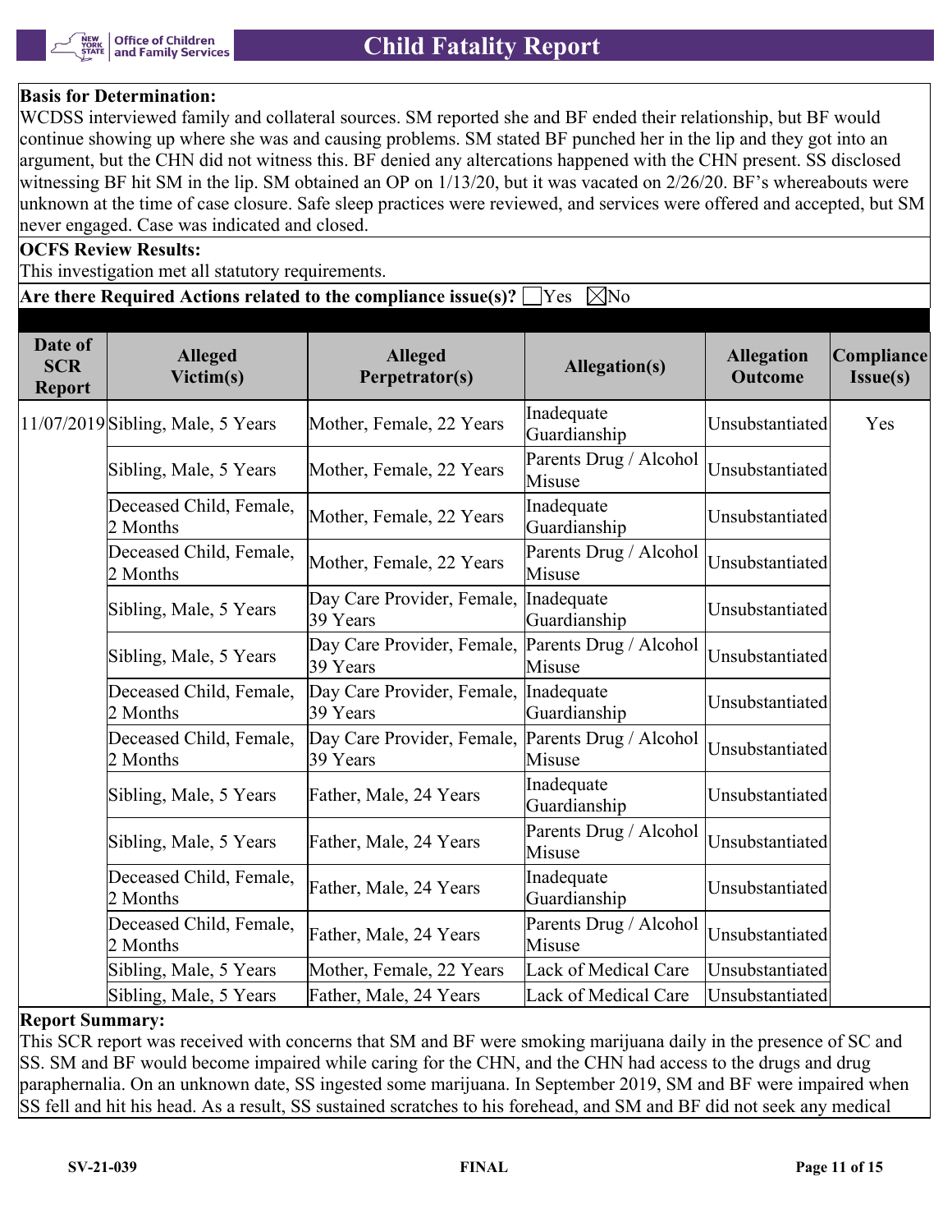**Basis for Determination:**
WCDSS interviewed family and collateral sources. SM reported she and BF ended their relationship, but BF would continue showing up where she was and causing problems. SM stated BF punched her in the lip and they got into an argument, but the CHN did not witness this. BF denied any altercations happened with the CHN present. SS disclosed witnessing BF hit SM in the lip. SM obtained an OP on 1/13/20, but it was vacated on 2/26/20. BF's whereabouts were unknown at the time of case closure. Safe sleep practices were reviewed, and services were offered and accepted, but SM never engaged. Case was indicated and closed.

**OCFS Review Results:**
This investigation met all statutory requirements.

**Are there Required Actions related to the compliance issue(s)?** ☐Yes ☒No

| Date of SCR Report | Alleged Victim(s) | Alleged Perpetrator(s) | Allegation(s) | Allegation Outcome | Compliance Issue(s) |
|---|---|---|---|---|---|
| 11/07/2019 | Sibling, Male, 5 Years | Mother, Female, 22 Years | Inadequate Guardianship | Unsubstantiated | Yes |
| | Sibling, Male, 5 Years | Mother, Female, 22 Years | Parents Drug / Alcohol Misuse | Unsubstantiated | |
| | Deceased Child, Female, 2 Months | Mother, Female, 22 Years | Inadequate Guardianship | Unsubstantiated | |
| | Deceased Child, Female, 2 Months | Mother, Female, 22 Years | Parents Drug / Alcohol Misuse | Unsubstantiated | |
| | Sibling, Male, 5 Years | Day Care Provider, Female, 39 Years | Inadequate Guardianship | Unsubstantiated | |
| | Sibling, Male, 5 Years | Day Care Provider, Female, 39 Years | Parents Drug / Alcohol Misuse | Unsubstantiated | |
| | Deceased Child, Female, 2 Months | Day Care Provider, Female, 39 Years | Inadequate Guardianship | Unsubstantiated | |
| | Deceased Child, Female, 2 Months | Day Care Provider, Female, 39 Years | Parents Drug / Alcohol Misuse | Unsubstantiated | |
| | Sibling, Male, 5 Years | Father, Male, 24 Years | Inadequate Guardianship | Unsubstantiated | |
| | Sibling, Male, 5 Years | Father, Male, 24 Years | Parents Drug / Alcohol Misuse | Unsubstantiated | |
| | Deceased Child, Female, 2 Months | Father, Male, 24 Years | Inadequate Guardianship | Unsubstantiated | |
| | Deceased Child, Female, 2 Months | Father, Male, 24 Years | Parents Drug / Alcohol Misuse | Unsubstantiated | |
| | Sibling, Male, 5 Years | Mother, Female, 22 Years | Lack of Medical Care | Unsubstantiated | |
| | Sibling, Male, 5 Years | Father, Male, 24 Years | Lack of Medical Care | Unsubstantiated | |

**Report Summary:**
This SCR report was received with concerns that SM and BF were smoking marijuana daily in the presence of SC and SS. SM and BF would become impaired while caring for the CHN, and the CHN had access to the drugs and drug paraphernalia. On an unknown date, SS ingested some marijuana. In September 2019, SM and BF were impaired when SS fell and hit his head. As a result, SS sustained scratches to his forehead, and SM and BF did not seek any medical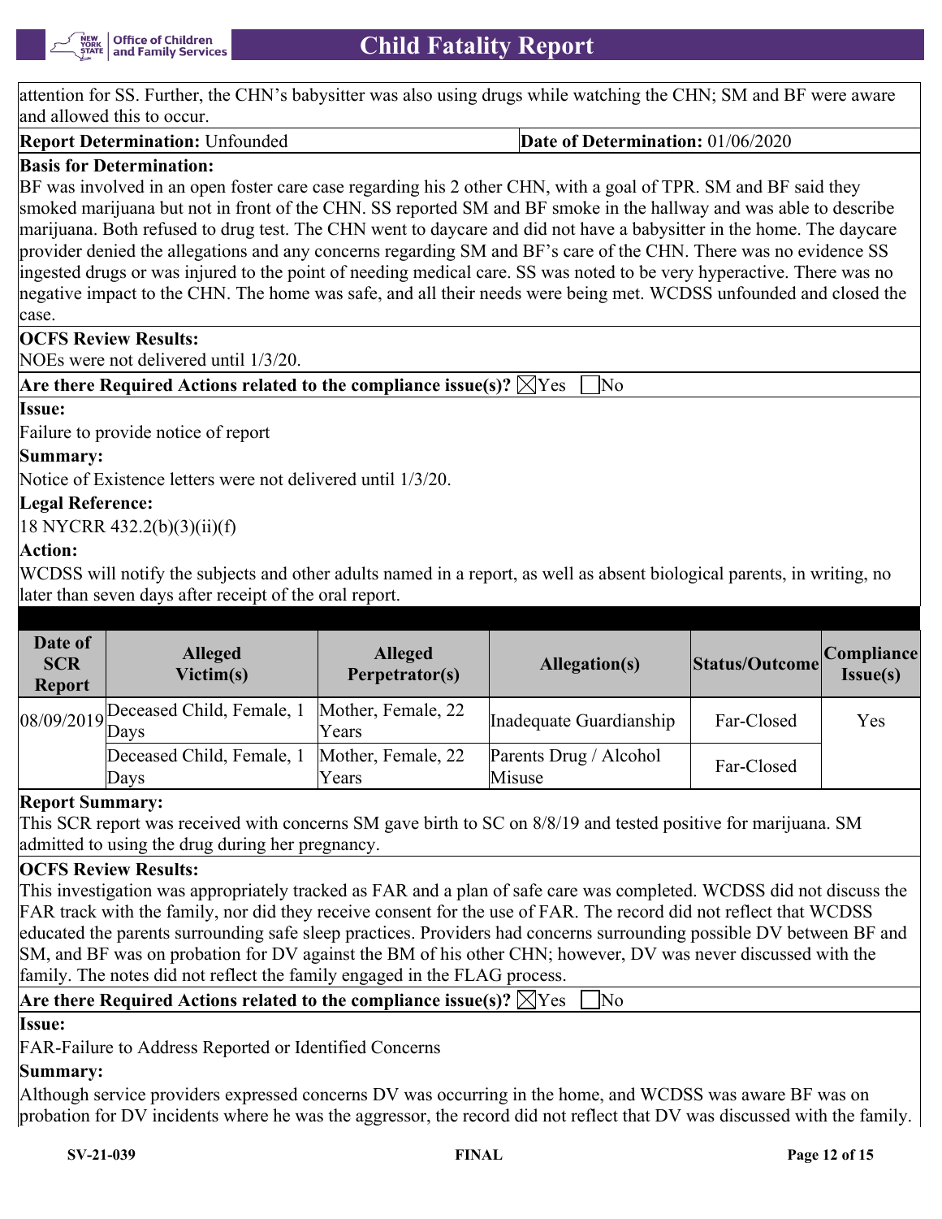attention for SS. Further, the CHN's babysitter was also using drugs while watching the CHN; SM and BF were aware and allowed this to occur.

**Report Determination:** Unfounded | **Date of Determination:** 01/06/2020

**Basis for Determination:**

BF was involved in an open foster care case regarding his 2 other CHN, with a goal of TPR. SM and BF said they smoked marijuana but not in front of the CHN. SS reported SM and BF smoke in the hallway and was able to describe marijuana. Both refused to drug test. The CHN went to daycare and did not have a babysitter in the home. The daycare provider denied the allegations and any concerns regarding SM and BF's care of the CHN. There was no evidence SS ingested drugs or was injured to the point of needing medical care. SS was noted to be very hyperactive. There was no negative impact to the CHN. The home was safe, and all their needs were being met. WCDSS unfounded and closed the case.

**OCFS Review Results:**

NOEs were not delivered until 1/3/20.

**Are there Required Actions related to the compliance issue(s)?** ☒Yes ☐No

**Issue:**

Failure to provide notice of report

**Summary:**

Notice of Existence letters were not delivered until 1/3/20.

**Legal Reference:**

18 NYCRR 432.2(b)(3)(ii)(f)

**Action:**

WCDSS will notify the subjects and other adults named in a report, as well as absent biological parents, in writing, no later than seven days after receipt of the oral report.

| Date of SCR Report | Alleged Victim(s) | Alleged Perpetrator(s) | Allegation(s) | Status/Outcome | Compliance Issue(s) |
|---|---|---|---|---|---|
| 08/09/2019 | Deceased Child, Female, 1 Days | Mother, Female, 22 Years | Inadequate Guardianship | Far-Closed | Yes |
| | Deceased Child, Female, 1 Days | Mother, Female, 22 Years | Parents Drug / Alcohol Misuse | Far-Closed | |

**Report Summary:**

This SCR report was received with concerns SM gave birth to SC on 8/8/19 and tested positive for marijuana. SM admitted to using the drug during her pregnancy.

**OCFS Review Results:**

This investigation was appropriately tracked as FAR and a plan of safe care was completed. WCDSS did not discuss the FAR track with the family, nor did they receive consent for the use of FAR. The record did not reflect that WCDSS educated the parents surrounding safe sleep practices. Providers had concerns surrounding possible DV between BF and SM, and BF was on probation for DV against the BM of his other CHN; however, DV was never discussed with the family. The notes did not reflect the family engaged in the FLAG process.

**Are there Required Actions related to the compliance issue(s)?** ☒Yes ☐No

**Issue:**

FAR-Failure to Address Reported or Identified Concerns

**Summary:**

Although service providers expressed concerns DV was occurring in the home, and WCDSS was aware BF was on probation for DV incidents where he was the aggressor, the record did not reflect that DV was discussed with the family.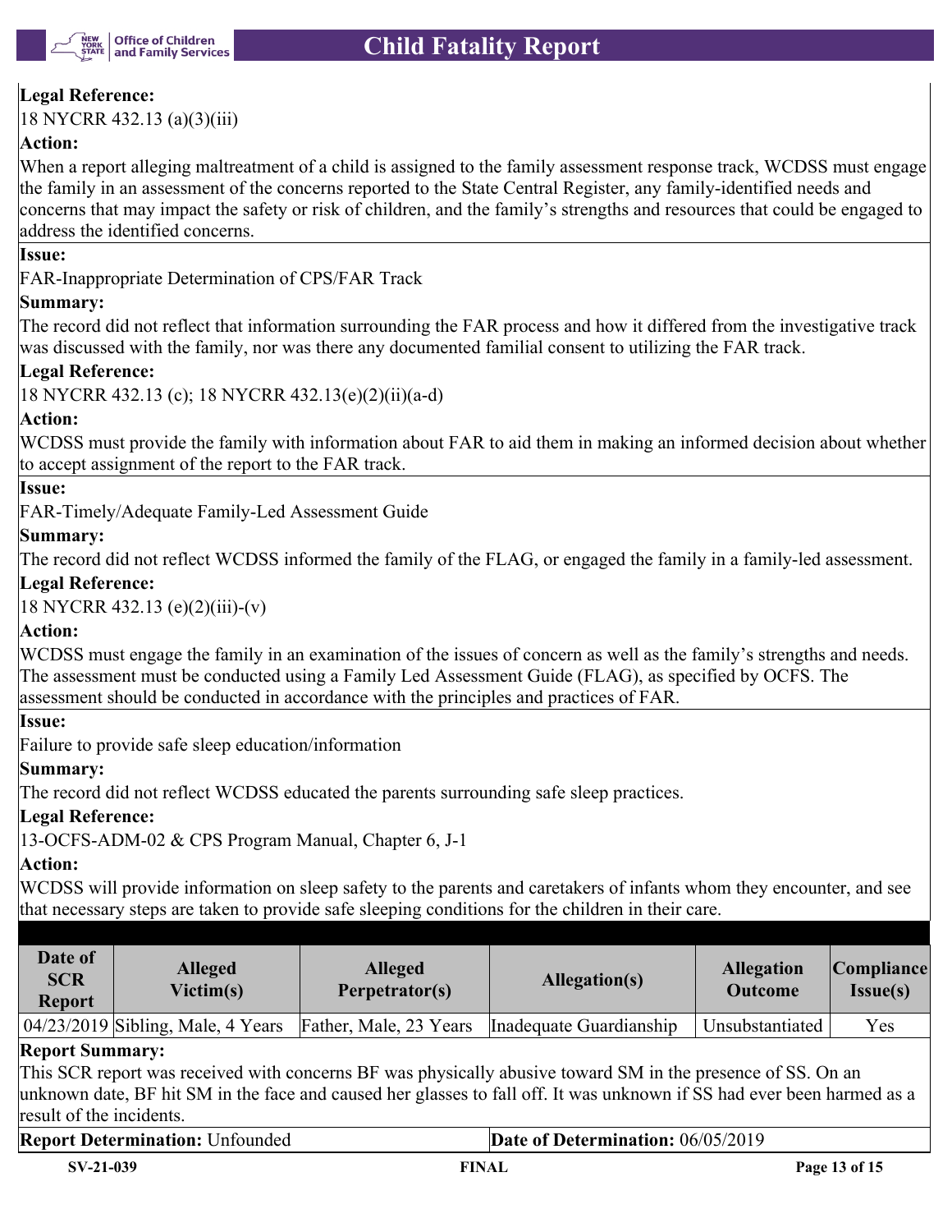**Legal Reference:**

18 NYCRR 432.13 (a)(3)(iii)

**Action:**

When a report alleging maltreatment of a child is assigned to the family assessment response track, WCDSS must engage the family in an assessment of the concerns reported to the State Central Register, any family-identified needs and concerns that may impact the safety or risk of children, and the family's strengths and resources that could be engaged to address the identified concerns.

**Issue:**

FAR-Inappropriate Determination of CPS/FAR Track

**Summary:**

The record did not reflect that information surrounding the FAR process and how it differed from the investigative track was discussed with the family, nor was there any documented familial consent to utilizing the FAR track.

**Legal Reference:**

18 NYCRR 432.13 (c); 18 NYCRR 432.13(e)(2)(ii)(a-d)

**Action:**

WCDSS must provide the family with information about FAR to aid them in making an informed decision about whether to accept assignment of the report to the FAR track.

**Issue:**

FAR-Timely/Adequate Family-Led Assessment Guide

**Summary:**

The record did not reflect WCDSS informed the family of the FLAG, or engaged the family in a family-led assessment.

**Legal Reference:**

18 NYCRR 432.13 (e)(2)(iii)-(v)

**Action:**

WCDSS must engage the family in an examination of the issues of concern as well as the family's strengths and needs. The assessment must be conducted using a Family Led Assessment Guide (FLAG), as specified by OCFS. The assessment should be conducted in accordance with the principles and practices of FAR.

**Issue:**

Failure to provide safe sleep education/information

**Summary:**

The record did not reflect WCDSS educated the parents surrounding safe sleep practices.

**Legal Reference:**

13-OCFS-ADM-02 & CPS Program Manual, Chapter 6, J-1

**Action:**

WCDSS will provide information on sleep safety to the parents and caretakers of infants whom they encounter, and see that necessary steps are taken to provide safe sleeping conditions for the children in their care.

| Date of SCR Report | Alleged Victim(s) | Alleged Perpetrator(s) | Allegation(s) | Allegation Outcome | Compliance Issue(s) |
|---|---|---|---|---|---|
| 04/23/2019 | Sibling, Male, 4 Years | Father, Male, 23 Years | Inadequate Guardianship | Unsubstantiated | Yes |

**Report Summary:**

This SCR report was received with concerns BF was physically abusive toward SM in the presence of SS. On an unknown date, BF hit SM in the face and caused her glasses to fall off. It was unknown if SS had ever been harmed as a result of the incidents.

**Report Determination:** Unfounded | **Date of Determination:** 06/05/2019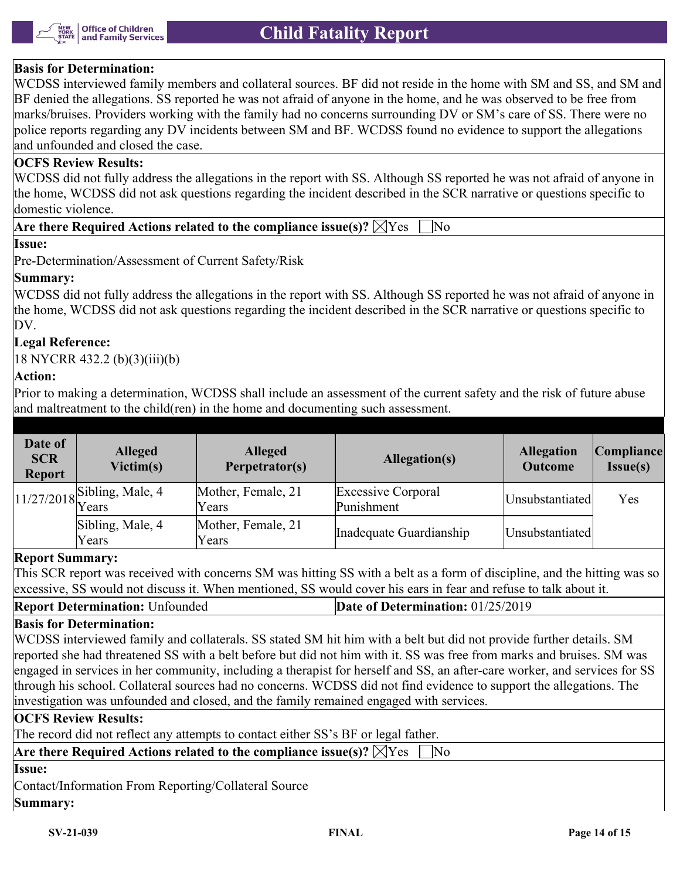**Basis for Determination:**
WCDSS interviewed family members and collateral sources. BF did not reside in the home with SM and SS, and SM and BF denied the allegations. SS reported he was not afraid of anyone in the home, and he was observed to be free from marks/bruises. Providers working with the family had no concerns surrounding DV or SM's care of SS. There were no police reports regarding any DV incidents between SM and BF. WCDSS found no evidence to support the allegations and unfounded and closed the case.

**OCFS Review Results:**
WCDSS did not fully address the allegations in the report with SS. Although SS reported he was not afraid of anyone in the home, WCDSS did not ask questions regarding the incident described in the SCR narrative or questions specific to domestic violence.

**Are there Required Actions related to the compliance issue(s)?** ☒Yes ☐No

**Issue:**
Pre-Determination/Assessment of Current Safety/Risk

**Summary:**
WCDSS did not fully address the allegations in the report with SS. Although SS reported he was not afraid of anyone in the home, WCDSS did not ask questions regarding the incident described in the SCR narrative or questions specific to DV.

**Legal Reference:**
18 NYCRR 432.2 (b)(3)(iii)(b)

**Action:**
Prior to making a determination, WCDSS shall include an assessment of the current safety and the risk of future abuse and maltreatment to the child(ren) in the home and documenting such assessment.

| Date of SCR Report | Alleged Victim(s) | Alleged Perpetrator(s) | Allegation(s) | Allegation Outcome | Compliance Issue(s) |
|---|---|---|---|---|---|
| 11/27/2018 | Sibling, Male, 4 Years | Mother, Female, 21 Years | Excessive Corporal Punishment | Unsubstantiated | Yes |
| | Sibling, Male, 4 Years | Mother, Female, 21 Years | Inadequate Guardianship | Unsubstantiated | |

**Report Summary:**
This SCR report was received with concerns SM was hitting SS with a belt as a form of discipline, and the hitting was so excessive, SS would not discuss it. When mentioned, SS would cover his ears in fear and refuse to talk about it.

**Report Determination:** Unfounded | **Date of Determination:** 01/25/2019

**Basis for Determination:**
WCDSS interviewed family and collaterals. SS stated SM hit him with a belt but did not provide further details. SM reported she had threatened SS with a belt before but did not him with it. SS was free from marks and bruises. SM was engaged in services in her community, including a therapist for herself and SS, an after-care worker, and services for SS through his school. Collateral sources had no concerns. WCDSS did not find evidence to support the allegations. The investigation was unfounded and closed, and the family remained engaged with services.

**OCFS Review Results:**
The record did not reflect any attempts to contact either SS's BF or legal father.

**Are there Required Actions related to the compliance issue(s)?** ☒Yes ☐No

**Issue:**
Contact/Information From Reporting/Collateral Source

**Summary:**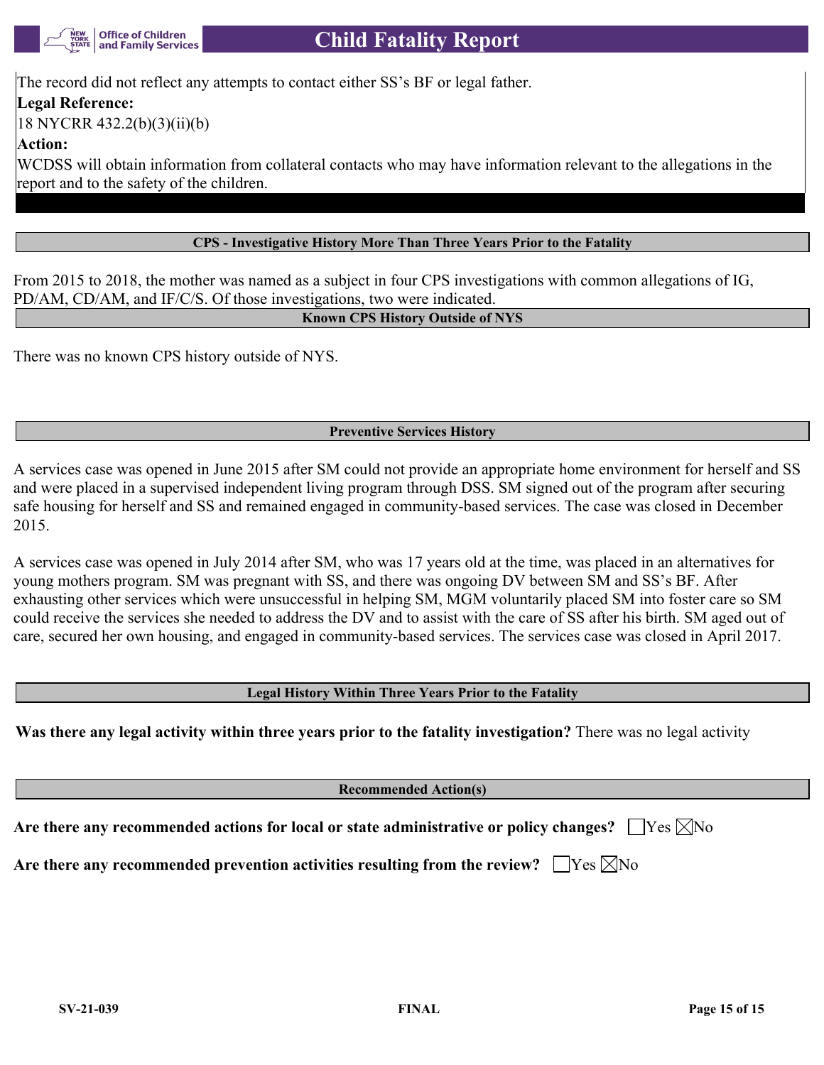The record did not reflect any attempts to contact either SS's BF or legal father.

**Legal Reference:**

18 NYCRR 432.2(b)(3)(ii)(b)

**Action:**

WCDSS will obtain information from collateral contacts who may have information relevant to the allegations in the report and to the safety of the children.

## CPS - Investigative History More Than Three Years Prior to the Fatality

From 2015 to 2018, the mother was named as a subject in four CPS investigations with common allegations of IG, PD/AM, CD/AM, and IF/C/S. Of those investigations, two were indicated.

## Known CPS History Outside of NYS

There was no known CPS history outside of NYS.

## Preventive Services History

A services case was opened in June 2015 after SM could not provide an appropriate home environment for herself and SS and were placed in a supervised independent living program through DSS. SM signed out of the program after securing safe housing for herself and SS and remained engaged in community-based services. The case was closed in December 2015.

A services case was opened in July 2014 after SM, who was 17 years old at the time, was placed in an alternatives for young mothers program. SM was pregnant with SS, and there was ongoing DV between SM and SS's BF. After exhausting other services which were unsuccessful in helping SM, MGM voluntarily placed SM into foster care so SM could receive the services she needed to address the DV and to assist with the care of SS after his birth. SM aged out of care, secured her own housing, and engaged in community-based services. The services case was closed in April 2017.

## Legal History Within Three Years Prior to the Fatality

**Was there any legal activity within three years prior to the fatality investigation?** There was no legal activity

## Recommended Action(s)

**Are there any recommended actions for local or state administrative or policy changes?** ☐Yes ☒No

**Are there any recommended prevention activities resulting from the review?** ☐Yes ☒No